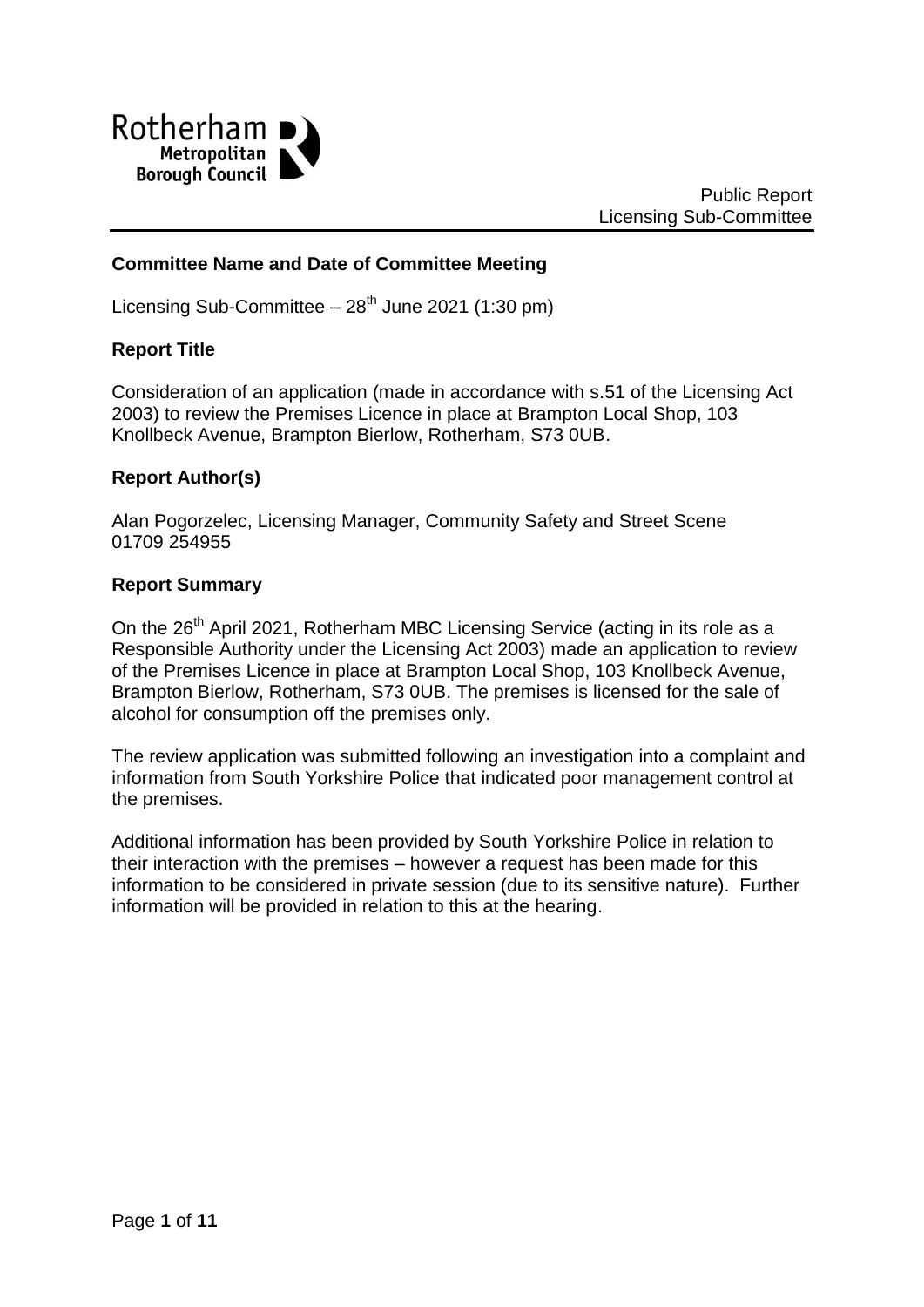Rotherham Metropolitan Borough Council

Public Report
Licensing Sub-Committee

**Committee Name and Date of Committee Meeting**

Licensing Sub-Committee – 28th June 2021 (1:30 pm)

**Report Title**

Consideration of an application (made in accordance with s.51 of the Licensing Act 2003) to review the Premises Licence in place at Brampton Local Shop, 103 Knollbeck Avenue, Brampton Bierlow, Rotherham, S73 0UB.

**Report Author(s)**

Alan Pogorzelec, Licensing Manager, Community Safety and Street Scene
01709 254955

**Report Summary**

On the 26th April 2021, Rotherham MBC Licensing Service (acting in its role as a Responsible Authority under the Licensing Act 2003) made an application to review of the Premises Licence in place at Brampton Local Shop, 103 Knollbeck Avenue, Brampton Bierlow, Rotherham, S73 0UB. The premises is licensed for the sale of alcohol for consumption off the premises only.

The review application was submitted following an investigation into a complaint and information from South Yorkshire Police that indicated poor management control at the premises.

Additional information has been provided by South Yorkshire Police in relation to their interaction with the premises – however a request has been made for this information to be considered in private session (due to its sensitive nature). Further information will be provided in relation to this at the hearing.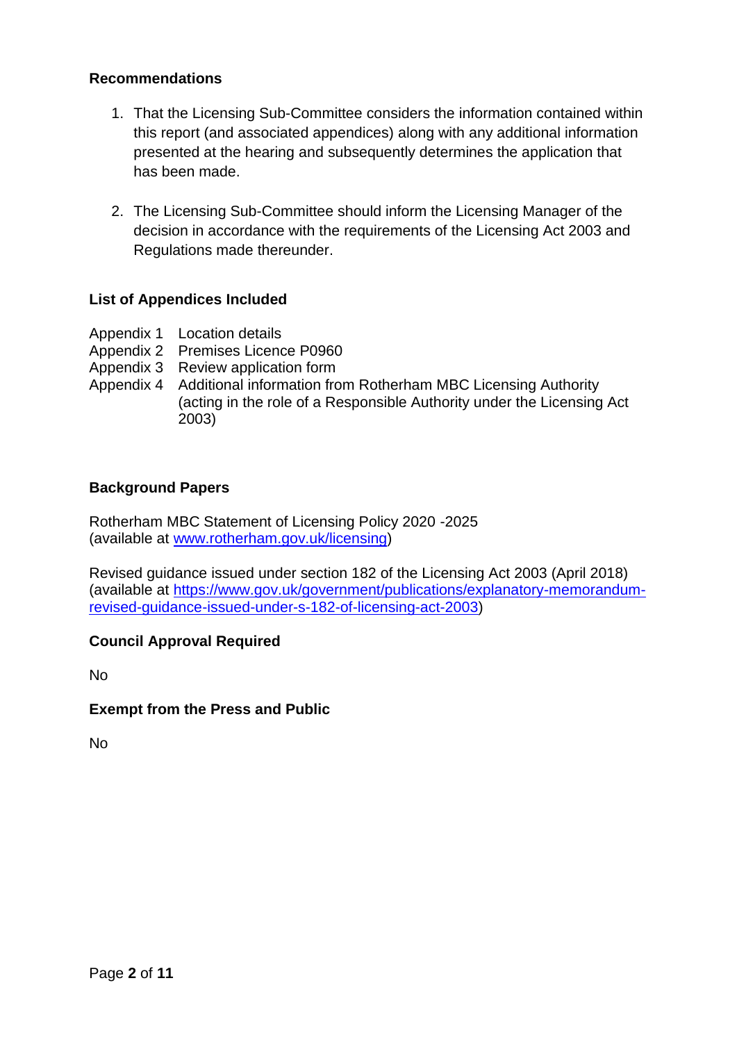## Recommendations

1. That the Licensing Sub-Committee considers the information contained within this report (and associated appendices) along with any additional information presented at the hearing and subsequently determines the application that has been made.

2. The Licensing Sub-Committee should inform the Licensing Manager of the decision in accordance with the requirements of the Licensing Act 2003 and Regulations made thereunder.

## List of Appendices Included

| | |
|---|---|
| Appendix 1 | Location details |
| Appendix 2 | Premises Licence P0960 |
| Appendix 3 | Review application form |
| Appendix 4 | Additional information from Rotherham MBC Licensing Authority (acting in the role of a Responsible Authority under the Licensing Act 2003) |

## Background Papers

Rotherham MBC Statement of Licensing Policy 2020 -2025
(available at [www.rotherham.gov.uk/licensing](www.rotherham.gov.uk/licensing))

Revised guidance issued under section 182 of the Licensing Act 2003 (April 2018)
(available at [https://www.gov.uk/government/publications/explanatory-memorandum-revised-guidance-issued-under-s-182-of-licensing-act-2003](https://www.gov.uk/government/publications/explanatory-memorandum-revised-guidance-issued-under-s-182-of-licensing-act-2003))

## Council Approval Required

No

## Exempt from the Press and Public

No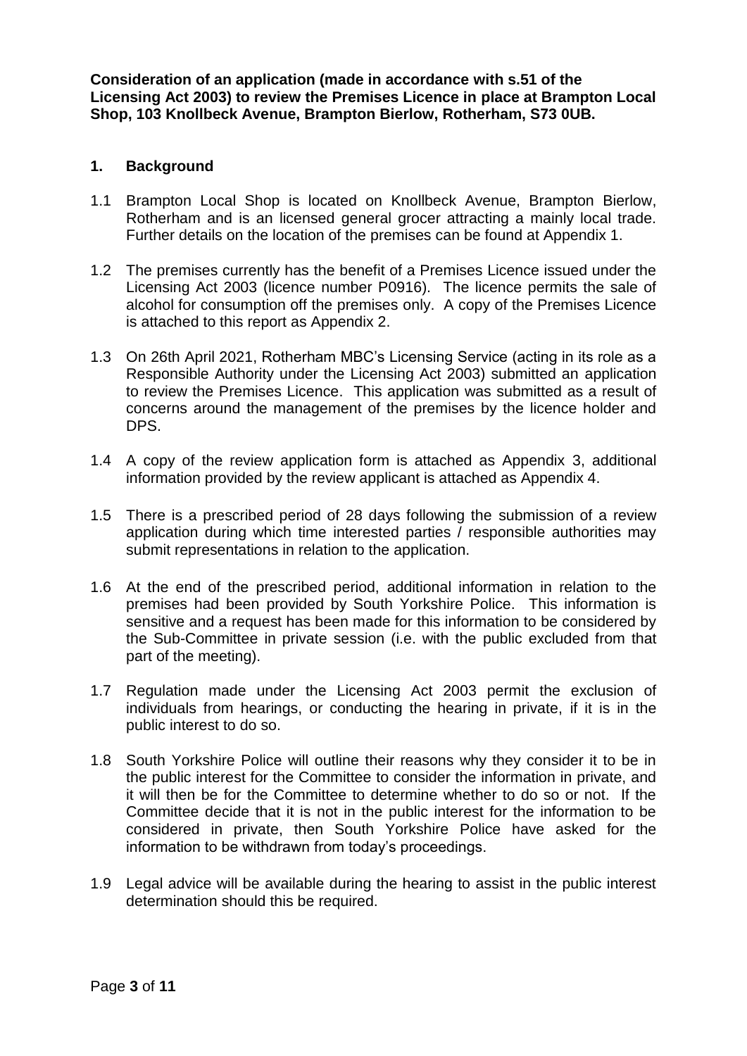**Consideration of an application (made in accordance with s.51 of the Licensing Act 2003) to review the Premises Licence in place at Brampton Local Shop, 103 Knollbeck Avenue, Brampton Bierlow, Rotherham, S73 0UB.**

## 1. Background

1.1 Brampton Local Shop is located on Knollbeck Avenue, Brampton Bierlow, Rotherham and is an licensed general grocer attracting a mainly local trade. Further details on the location of the premises can be found at Appendix 1.

1.2 The premises currently has the benefit of a Premises Licence issued under the Licensing Act 2003 (licence number P0916). The licence permits the sale of alcohol for consumption off the premises only. A copy of the Premises Licence is attached to this report as Appendix 2.

1.3 On 26th April 2021, Rotherham MBC's Licensing Service (acting in its role as a Responsible Authority under the Licensing Act 2003) submitted an application to review the Premises Licence. This application was submitted as a result of concerns around the management of the premises by the licence holder and DPS.

1.4 A copy of the review application form is attached as Appendix 3, additional information provided by the review applicant is attached as Appendix 4.

1.5 There is a prescribed period of 28 days following the submission of a review application during which time interested parties / responsible authorities may submit representations in relation to the application.

1.6 At the end of the prescribed period, additional information in relation to the premises had been provided by South Yorkshire Police. This information is sensitive and a request has been made for this information to be considered by the Sub-Committee in private session (i.e. with the public excluded from that part of the meeting).

1.7 Regulation made under the Licensing Act 2003 permit the exclusion of individuals from hearings, or conducting the hearing in private, if it is in the public interest to do so.

1.8 South Yorkshire Police will outline their reasons why they consider it to be in the public interest for the Committee to consider the information in private, and it will then be for the Committee to determine whether to do so or not. If the Committee decide that it is not in the public interest for the information to be considered in private, then South Yorkshire Police have asked for the information to be withdrawn from today's proceedings.

1.9 Legal advice will be available during the hearing to assist in the public interest determination should this be required.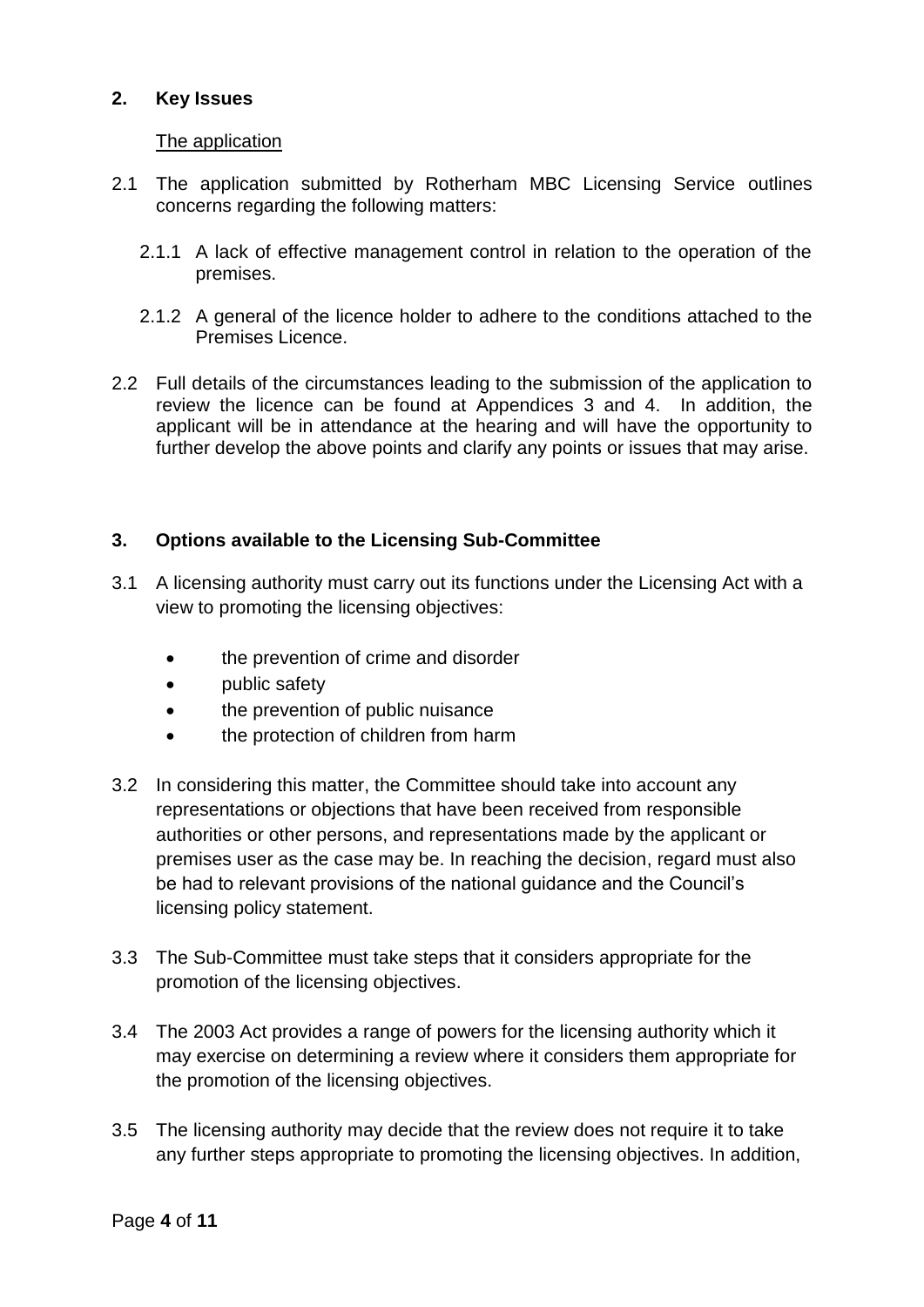## 2. Key Issues

The application

2.1 The application submitted by Rotherham MBC Licensing Service outlines concerns regarding the following matters:

2.1.1 A lack of effective management control in relation to the operation of the premises.

2.1.2 A general of the licence holder to adhere to the conditions attached to the Premises Licence.

2.2 Full details of the circumstances leading to the submission of the application to review the licence can be found at Appendices 3 and 4. In addition, the applicant will be in attendance at the hearing and will have the opportunity to further develop the above points and clarify any points or issues that may arise.

## 3. Options available to the Licensing Sub-Committee

3.1 A licensing authority must carry out its functions under the Licensing Act with a view to promoting the licensing objectives:

- the prevention of crime and disorder
- public safety
- the prevention of public nuisance
- the protection of children from harm

3.2 In considering this matter, the Committee should take into account any representations or objections that have been received from responsible authorities or other persons, and representations made by the applicant or premises user as the case may be. In reaching the decision, regard must also be had to relevant provisions of the national guidance and the Council's licensing policy statement.

3.3 The Sub-Committee must take steps that it considers appropriate for the promotion of the licensing objectives.

3.4 The 2003 Act provides a range of powers for the licensing authority which it may exercise on determining a review where it considers them appropriate for the promotion of the licensing objectives.

3.5 The licensing authority may decide that the review does not require it to take any further steps appropriate to promoting the licensing objectives. In addition,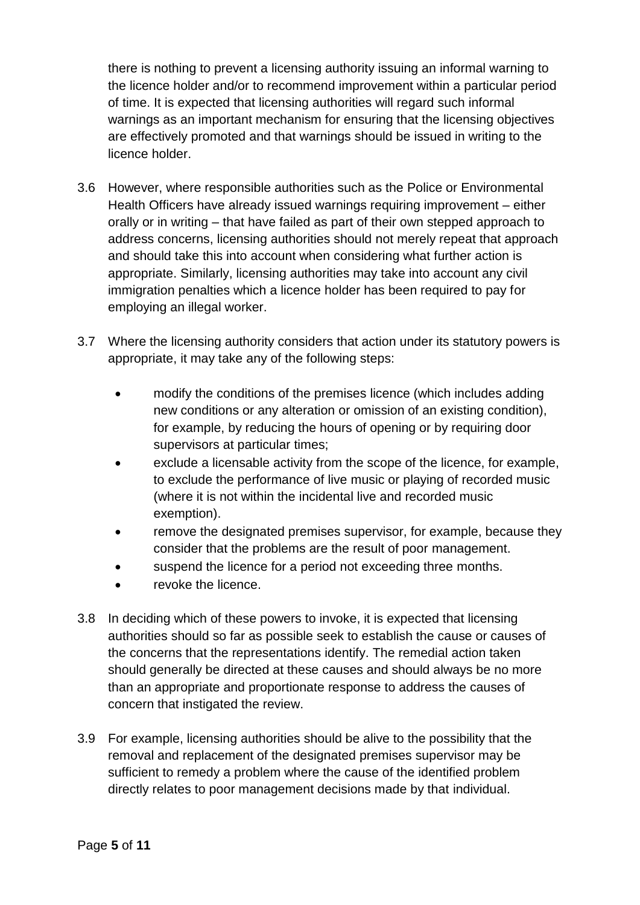there is nothing to prevent a licensing authority issuing an informal warning to the licence holder and/or to recommend improvement within a particular period of time. It is expected that licensing authorities will regard such informal warnings as an important mechanism for ensuring that the licensing objectives are effectively promoted and that warnings should be issued in writing to the licence holder.

3.6 However, where responsible authorities such as the Police or Environmental Health Officers have already issued warnings requiring improvement – either orally or in writing – that have failed as part of their own stepped approach to address concerns, licensing authorities should not merely repeat that approach and should take this into account when considering what further action is appropriate. Similarly, licensing authorities may take into account any civil immigration penalties which a licence holder has been required to pay for employing an illegal worker.

3.7 Where the licensing authority considers that action under its statutory powers is appropriate, it may take any of the following steps:

- modify the conditions of the premises licence (which includes adding new conditions or any alteration or omission of an existing condition), for example, by reducing the hours of opening or by requiring door supervisors at particular times;
- exclude a licensable activity from the scope of the licence, for example, to exclude the performance of live music or playing of recorded music (where it is not within the incidental live and recorded music exemption).
- remove the designated premises supervisor, for example, because they consider that the problems are the result of poor management.
- suspend the licence for a period not exceeding three months.
- revoke the licence.

3.8 In deciding which of these powers to invoke, it is expected that licensing authorities should so far as possible seek to establish the cause or causes of the concerns that the representations identify. The remedial action taken should generally be directed at these causes and should always be no more than an appropriate and proportionate response to address the causes of concern that instigated the review.

3.9 For example, licensing authorities should be alive to the possibility that the removal and replacement of the designated premises supervisor may be sufficient to remedy a problem where the cause of the identified problem directly relates to poor management decisions made by that individual.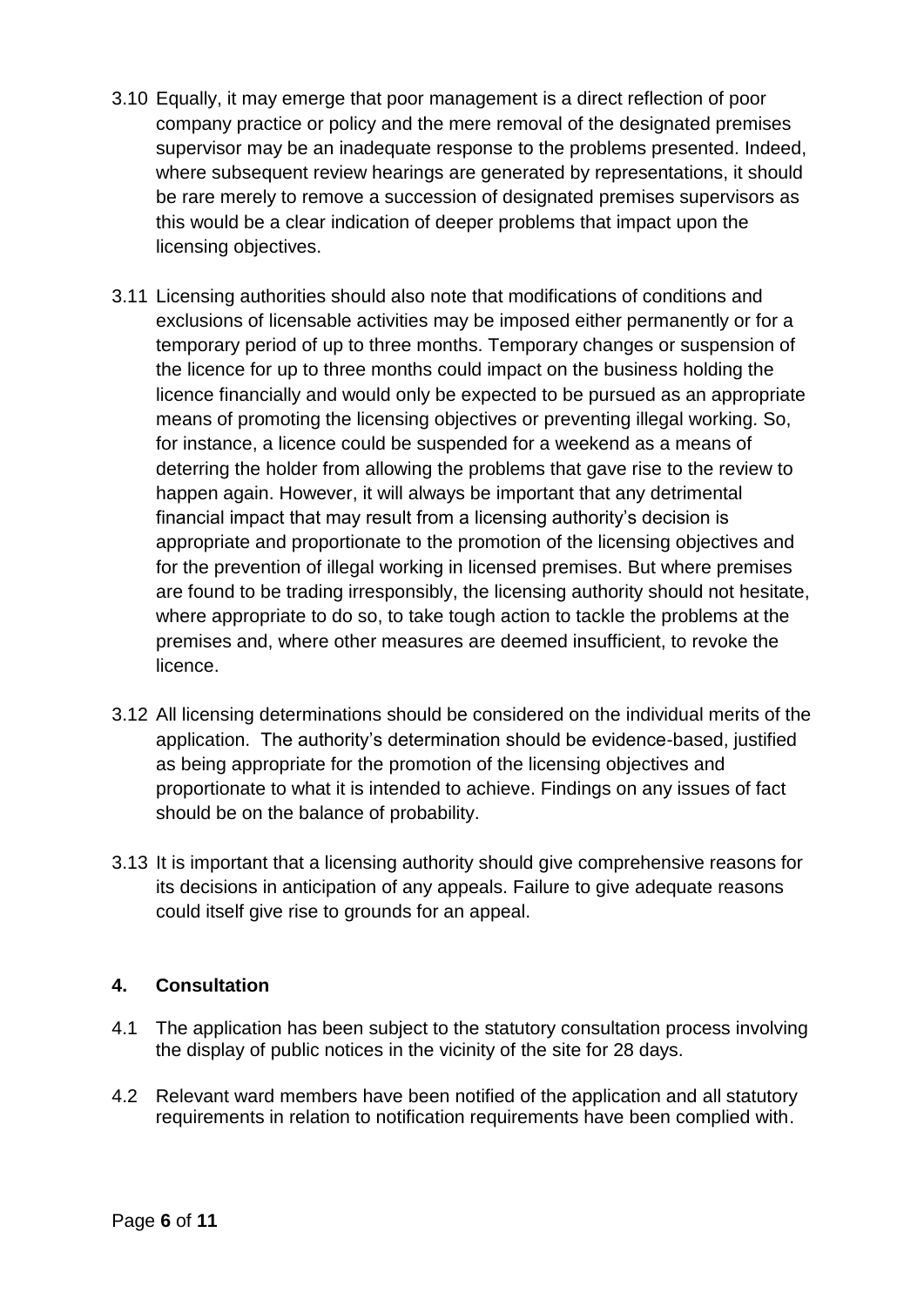3.10 Equally, it may emerge that poor management is a direct reflection of poor company practice or policy and the mere removal of the designated premises supervisor may be an inadequate response to the problems presented. Indeed, where subsequent review hearings are generated by representations, it should be rare merely to remove a succession of designated premises supervisors as this would be a clear indication of deeper problems that impact upon the licensing objectives.

3.11 Licensing authorities should also note that modifications of conditions and exclusions of licensable activities may be imposed either permanently or for a temporary period of up to three months. Temporary changes or suspension of the licence for up to three months could impact on the business holding the licence financially and would only be expected to be pursued as an appropriate means of promoting the licensing objectives or preventing illegal working. So, for instance, a licence could be suspended for a weekend as a means of deterring the holder from allowing the problems that gave rise to the review to happen again. However, it will always be important that any detrimental financial impact that may result from a licensing authority's decision is appropriate and proportionate to the promotion of the licensing objectives and for the prevention of illegal working in licensed premises. But where premises are found to be trading irresponsibly, the licensing authority should not hesitate, where appropriate to do so, to take tough action to tackle the problems at the premises and, where other measures are deemed insufficient, to revoke the licence.

3.12 All licensing determinations should be considered on the individual merits of the application. The authority's determination should be evidence-based, justified as being appropriate for the promotion of the licensing objectives and proportionate to what it is intended to achieve. Findings on any issues of fact should be on the balance of probability.

3.13 It is important that a licensing authority should give comprehensive reasons for its decisions in anticipation of any appeals. Failure to give adequate reasons could itself give rise to grounds for an appeal.

## 4. Consultation

4.1 The application has been subject to the statutory consultation process involving the display of public notices in the vicinity of the site for 28 days.

4.2 Relevant ward members have been notified of the application and all statutory requirements in relation to notification requirements have been complied with.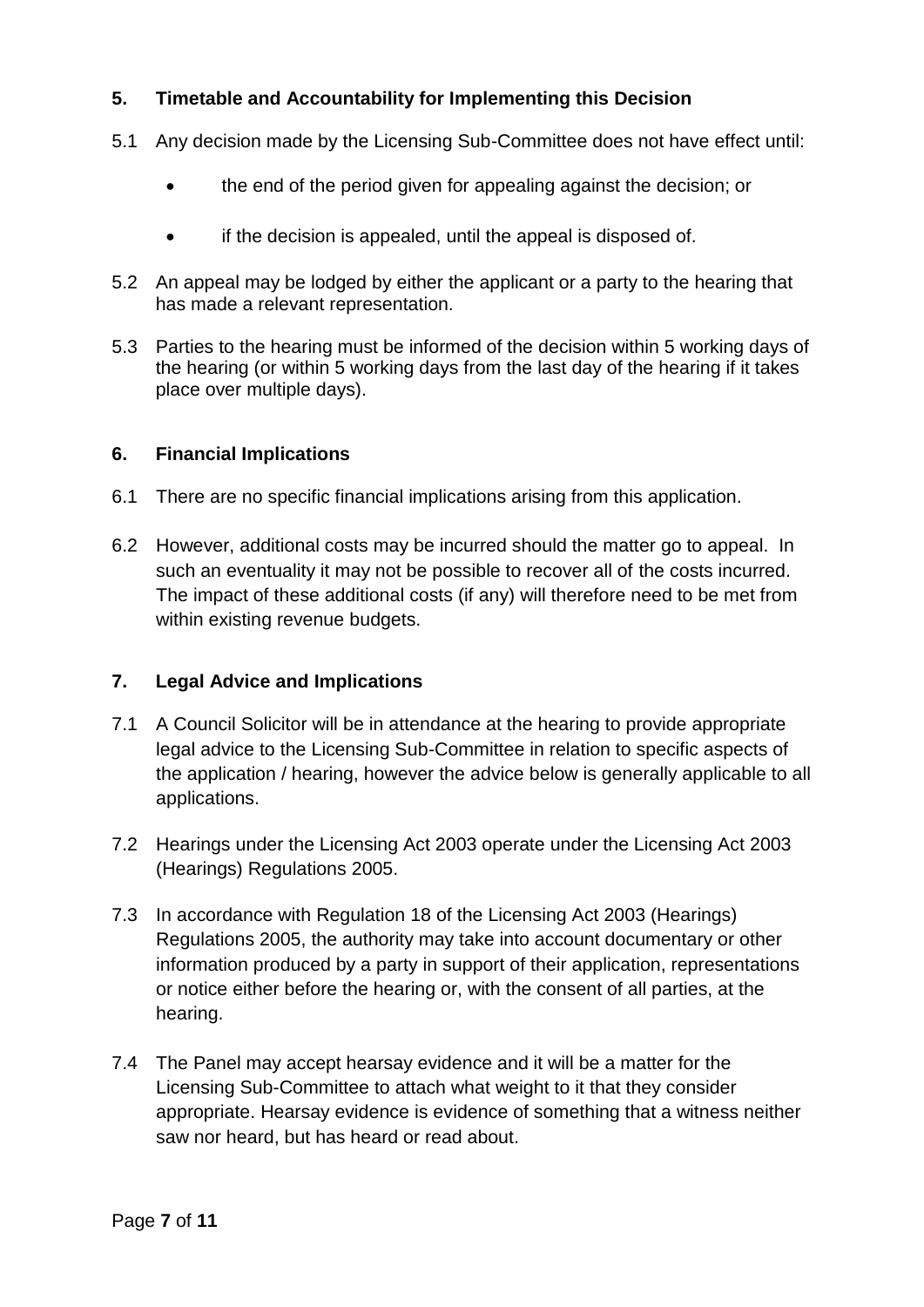## 5. Timetable and Accountability for Implementing this Decision

5.1 Any decision made by the Licensing Sub-Committee does not have effect until:

- the end of the period given for appealing against the decision; or
- if the decision is appealed, until the appeal is disposed of.

5.2 An appeal may be lodged by either the applicant or a party to the hearing that has made a relevant representation.

5.3 Parties to the hearing must be informed of the decision within 5 working days of the hearing (or within 5 working days from the last day of the hearing if it takes place over multiple days).

## 6. Financial Implications

6.1 There are no specific financial implications arising from this application.

6.2 However, additional costs may be incurred should the matter go to appeal. In such an eventuality it may not be possible to recover all of the costs incurred. The impact of these additional costs (if any) will therefore need to be met from within existing revenue budgets.

## 7. Legal Advice and Implications

7.1 A Council Solicitor will be in attendance at the hearing to provide appropriate legal advice to the Licensing Sub-Committee in relation to specific aspects of the application / hearing, however the advice below is generally applicable to all applications.

7.2 Hearings under the Licensing Act 2003 operate under the Licensing Act 2003 (Hearings) Regulations 2005.

7.3 In accordance with Regulation 18 of the Licensing Act 2003 (Hearings) Regulations 2005, the authority may take into account documentary or other information produced by a party in support of their application, representations or notice either before the hearing or, with the consent of all parties, at the hearing.

7.4 The Panel may accept hearsay evidence and it will be a matter for the Licensing Sub-Committee to attach what weight to it that they consider appropriate. Hearsay evidence is evidence of something that a witness neither saw nor heard, but has heard or read about.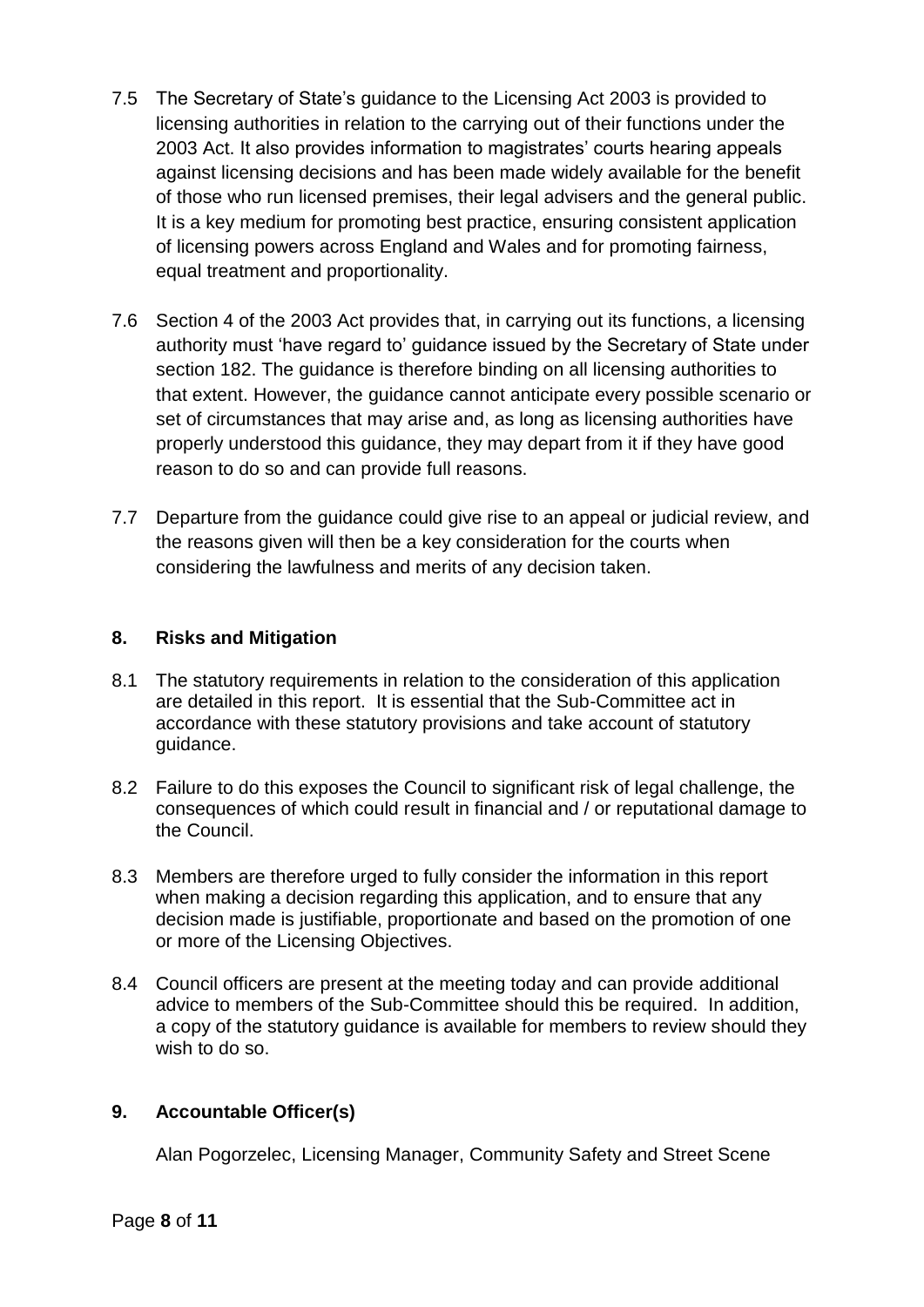7.5 The Secretary of State's guidance to the Licensing Act 2003 is provided to licensing authorities in relation to the carrying out of their functions under the 2003 Act. It also provides information to magistrates' courts hearing appeals against licensing decisions and has been made widely available for the benefit of those who run licensed premises, their legal advisers and the general public. It is a key medium for promoting best practice, ensuring consistent application of licensing powers across England and Wales and for promoting fairness, equal treatment and proportionality.

7.6 Section 4 of the 2003 Act provides that, in carrying out its functions, a licensing authority must 'have regard to' guidance issued by the Secretary of State under section 182. The guidance is therefore binding on all licensing authorities to that extent. However, the guidance cannot anticipate every possible scenario or set of circumstances that may arise and, as long as licensing authorities have properly understood this guidance, they may depart from it if they have good reason to do so and can provide full reasons.

7.7 Departure from the guidance could give rise to an appeal or judicial review, and the reasons given will then be a key consideration for the courts when considering the lawfulness and merits of any decision taken.

## 8. Risks and Mitigation

8.1 The statutory requirements in relation to the consideration of this application are detailed in this report. It is essential that the Sub-Committee act in accordance with these statutory provisions and take account of statutory guidance.

8.2 Failure to do this exposes the Council to significant risk of legal challenge, the consequences of which could result in financial and / or reputational damage to the Council.

8.3 Members are therefore urged to fully consider the information in this report when making a decision regarding this application, and to ensure that any decision made is justifiable, proportionate and based on the promotion of one or more of the Licensing Objectives.

8.4 Council officers are present at the meeting today and can provide additional advice to members of the Sub-Committee should this be required. In addition, a copy of the statutory guidance is available for members to review should they wish to do so.

## 9. Accountable Officer(s)

Alan Pogorzelec, Licensing Manager, Community Safety and Street Scene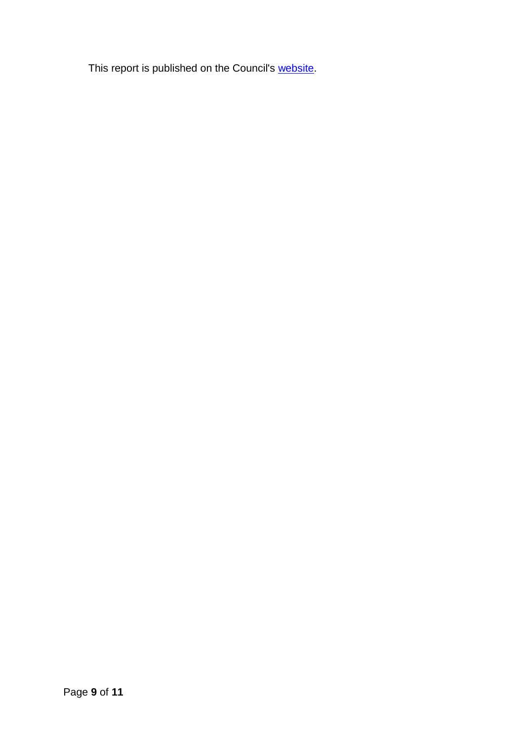This report is published on the Council's website.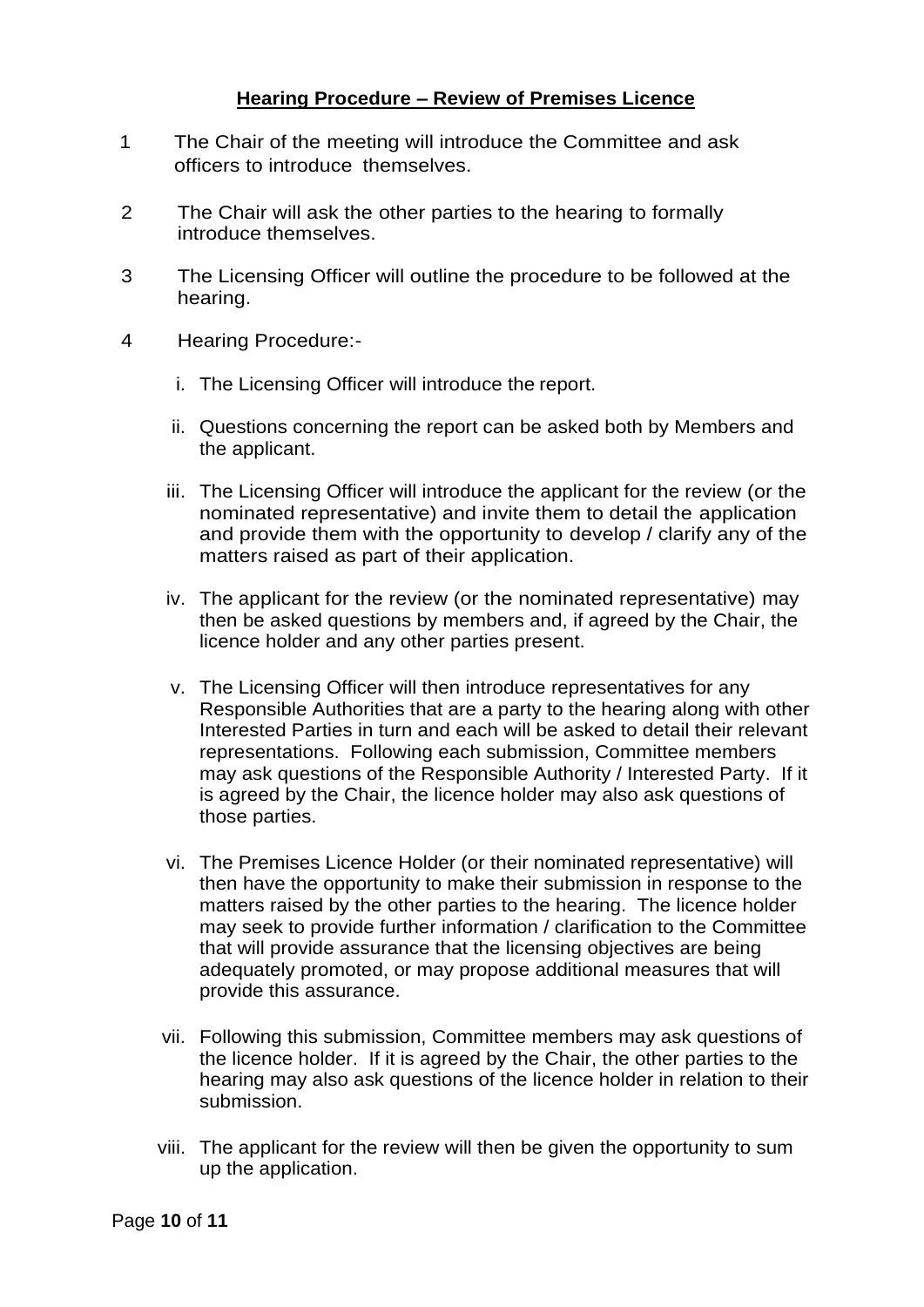## Hearing Procedure – Review of Premises Licence

1. The Chair of the meeting will introduce the Committee and ask officers to introduce themselves.

2. The Chair will ask the other parties to the hearing to formally introduce themselves.

3. The Licensing Officer will outline the procedure to be followed at the hearing.

4. Hearing Procedure:-

   i. The Licensing Officer will introduce the report.

   ii. Questions concerning the report can be asked both by Members and the applicant.

   iii. The Licensing Officer will introduce the applicant for the review (or the nominated representative) and invite them to detail the application and provide them with the opportunity to develop / clarify any of the matters raised as part of their application.

   iv. The applicant for the review (or the nominated representative) may then be asked questions by members and, if agreed by the Chair, the licence holder and any other parties present.

   v. The Licensing Officer will then introduce representatives for any Responsible Authorities that are a party to the hearing along with other Interested Parties in turn and each will be asked to detail their relevant representations. Following each submission, Committee members may ask questions of the Responsible Authority / Interested Party. If it is agreed by the Chair, the licence holder may also ask questions of those parties.

   vi. The Premises Licence Holder (or their nominated representative) will then have the opportunity to make their submission in response to the matters raised by the other parties to the hearing. The licence holder may seek to provide further information / clarification to the Committee that will provide assurance that the licensing objectives are being adequately promoted, or may propose additional measures that will provide this assurance.

   vii. Following this submission, Committee members may ask questions of the licence holder. If it is agreed by the Chair, the other parties to the hearing may also ask questions of the licence holder in relation to their submission.

   viii. The applicant for the review will then be given the opportunity to sum up the application.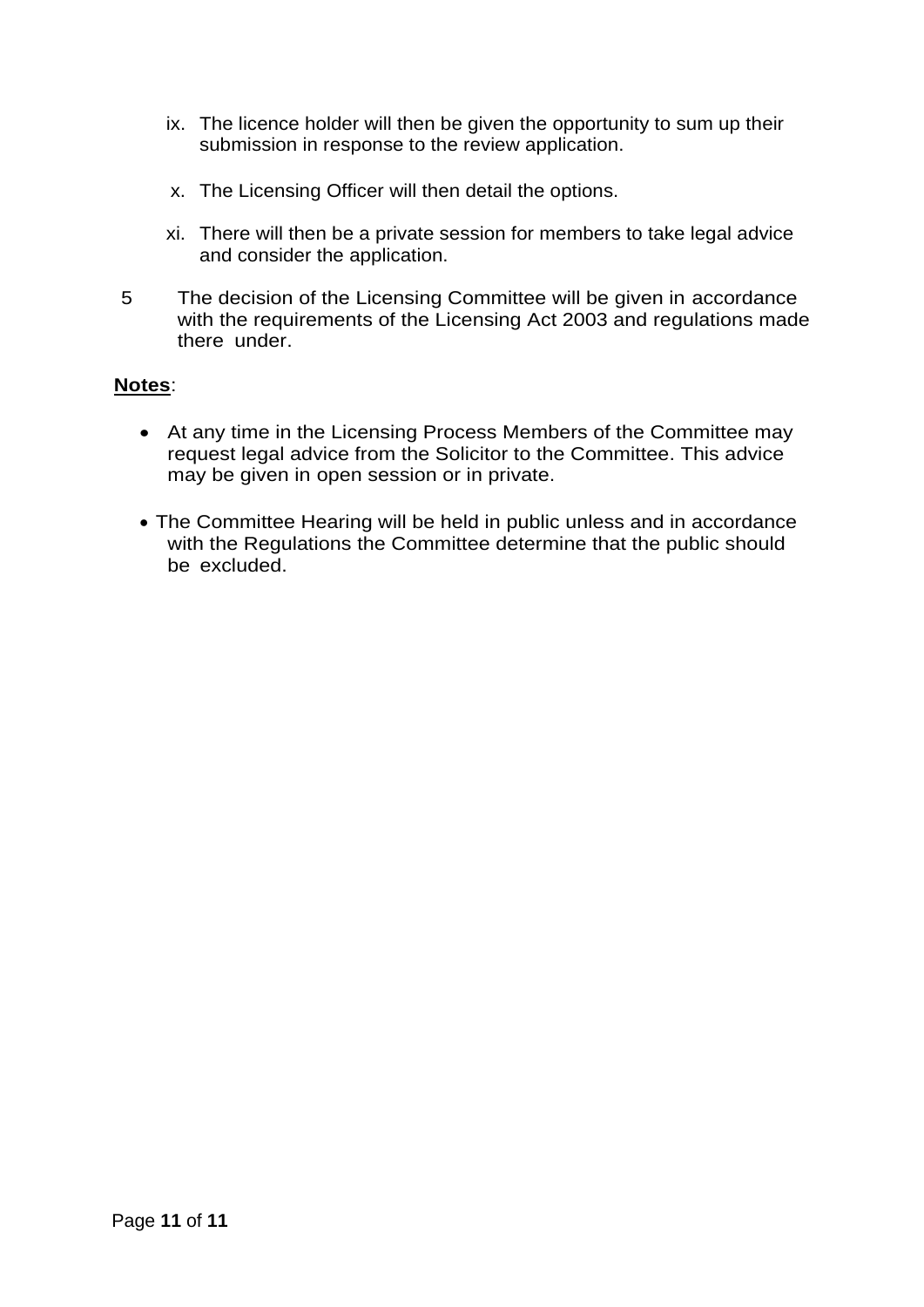ix. The licence holder will then be given the opportunity to sum up their submission in response to the review application.

x. The Licensing Officer will then detail the options.

xi. There will then be a private session for members to take legal advice and consider the application.

5 The decision of the Licensing Committee will be given in accordance with the requirements of the Licensing Act 2003 and regulations made there under.

**Notes**:

- At any time in the Licensing Process Members of the Committee may request legal advice from the Solicitor to the Committee. This advice may be given in open session or in private.

- The Committee Hearing will be held in public unless and in accordance with the Regulations the Committee determine that the public should be excluded.